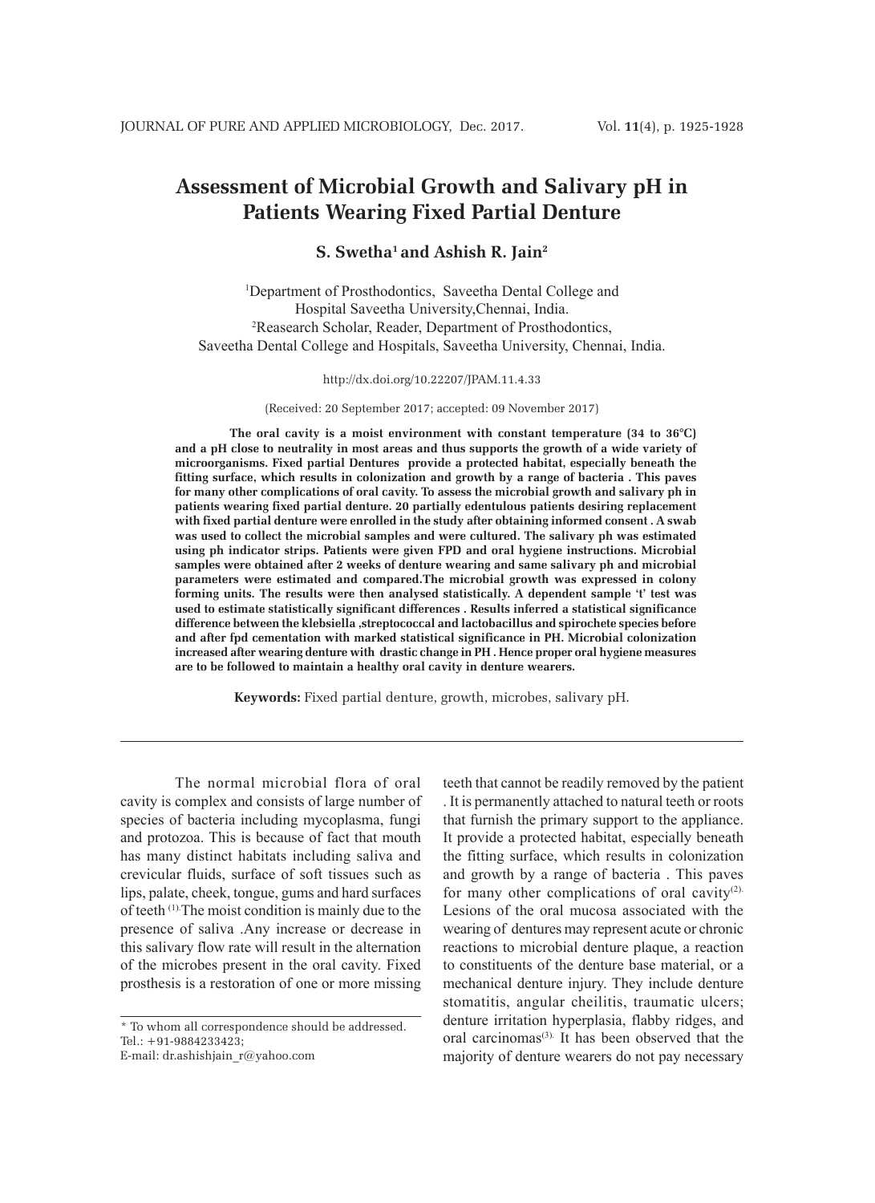# Assessment of Microbial Growth and Salivary pH in Patients Wearing Fixed Partial Denture

**S. Swetha[1] and Ashish R. Jain[2]**

[1]Department of Prosthodontics, Saveetha Dental College and Hospital Saveetha University,Chennai, India.
[2]Reasearch Scholar, Reader, Department of Prosthodontics, Saveetha Dental College and Hospitals, Saveetha University, Chennai, India.

http://dx.doi.org/10.22207/JPAM.11.4.33

(Received: 20 September 2017; accepted: 09 November 2017)

**The oral cavity is a moist environment with constant temperature (34 to 36°C) and a pH close to neutrality in most areas and thus supports the growth of a wide variety of microorganisms. Fixed partial Dentures provide a protected habitat, especially beneath the fitting surface, which results in colonization and growth by a range of bacteria . This paves for many other complications of oral cavity. To assess the microbial growth and salivary ph in patients wearing fixed partial denture. 20 partially edentulous patients desiring replacement with fixed partial denture were enrolled in the study after obtaining informed consent . A swab was used to collect the microbial samples and were cultured. The salivary ph was estimated using ph indicator strips. Patients were given FPD and oral hygiene instructions. Microbial samples were obtained after 2 weeks of denture wearing and same salivary ph and microbial parameters were estimated and compared.The microbial growth was expressed in colony forming units. The results were then analysed statistically. A dependent sample 't' test was used to estimate statistically significant differences . Results inferred a statistical significance difference between the klebsiella ,streptococcal and lactobacillus and spirochete species before and after fpd cementation with marked statistical significance in PH. Microbial colonization increased after wearing denture with drastic change in PH . Hence proper oral hygiene measures are to be followed to maintain a healthy oral cavity in denture wearers.**

**Keywords:** Fixed partial denture, growth, microbes, salivary pH.

The normal microbial flora of oral cavity is complex and consists of large number of species of bacteria including mycoplasma, fungi and protozoa. This is because of fact that mouth has many distinct habitats including saliva and crevicular fluids, surface of soft tissues such as lips, palate, cheek, tongue, gums and hard surfaces of teeth [1].The moist condition is mainly due to the presence of saliva .Any increase or decrease in this salivary flow rate will result in the alternation of the microbes present in the oral cavity. Fixed prosthesis is a restoration of one or more missing teeth that cannot be readily removed by the patient . It is permanently attached to natural teeth or roots that furnish the primary support to the appliance. It provide a protected habitat, especially beneath the fitting surface, which results in colonization and growth by a range of bacteria . This paves for many other complications of oral cavity[2]. Lesions of the oral mucosa associated with the wearing of dentures may represent acute or chronic reactions to microbial denture plaque, a reaction to constituents of the denture base material, or a mechanical denture injury. They include denture stomatitis, angular cheilitis, traumatic ulcers; denture irritation hyperplasia, flabby ridges, and oral carcinomas[3]. It has been observed that the majority of denture wearers do not pay necessary

* To whom all correspondence should be addressed.
Tel.: +91-9884233423;
E-mail: dr.ashishjain_r@yahoo.com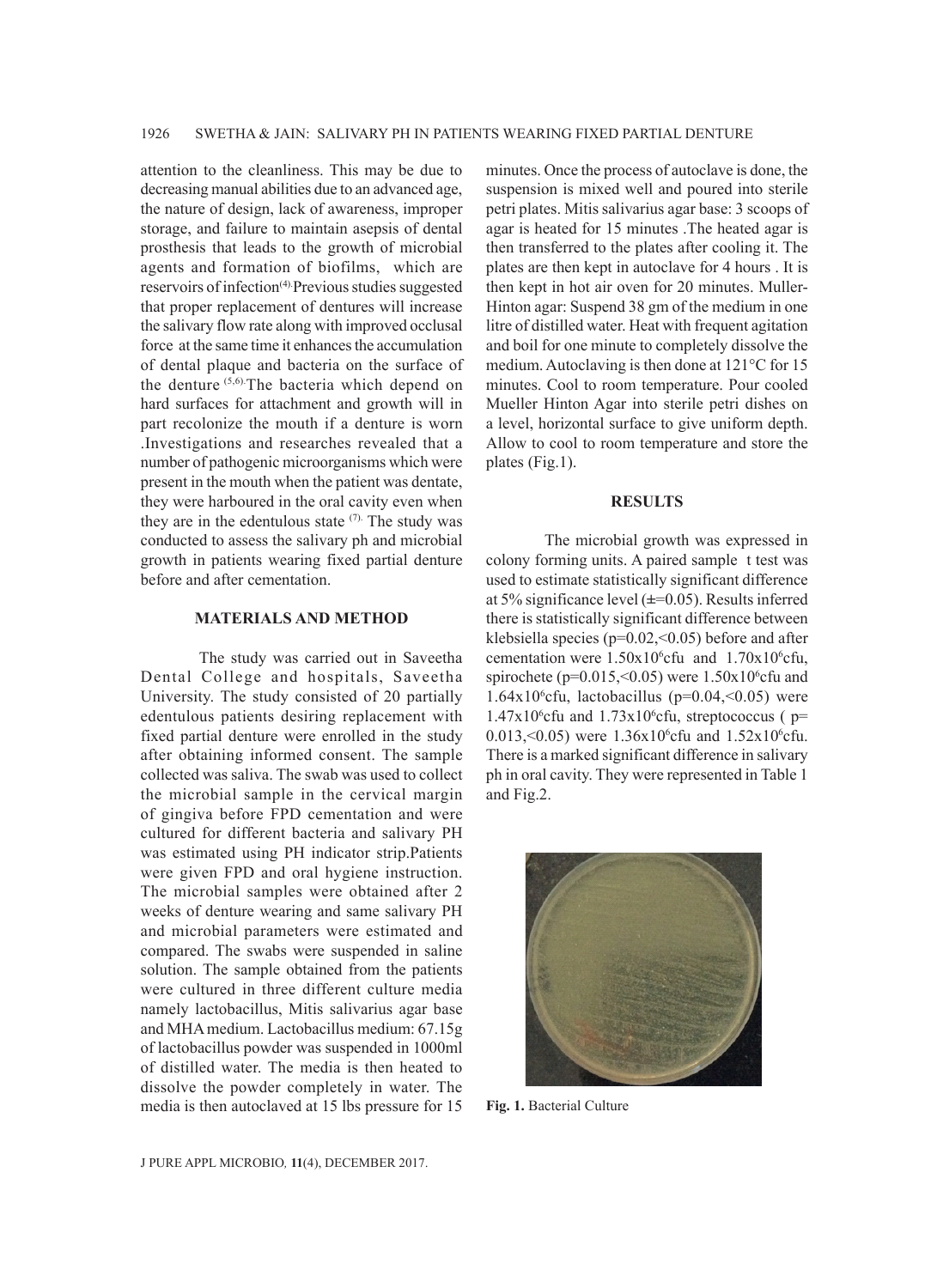attention to the cleanliness. This may be due to decreasing manual abilities due to an advanced age, the nature of design, lack of awareness, improper storage, and failure to maintain asepsis of dental prosthesis that leads to the growth of microbial agents and formation of biofilms, which are reservoirs of infection[4]. Previous studies suggested that proper replacement of dentures will increase the salivary flow rate along with improved occlusal force at the same time it enhances the accumulation of dental plaque and bacteria on the surface of the denture [5,6]. The bacteria which depend on hard surfaces for attachment and growth will in part recolonize the mouth if a denture is worn .Investigations and researches revealed that a number of pathogenic microorganisms which were present in the mouth when the patient was dentate, they were harboured in the oral cavity even when they are in the edentulous state [7]. The study was conducted to assess the salivary ph and microbial growth in patients wearing fixed partial denture before and after cementation.

## MATERIALS AND METHOD

The study was carried out in Saveetha Dental College and hospitals, Saveetha University. The study consisted of 20 partially edentulous patients desiring replacement with fixed partial denture were enrolled in the study after obtaining informed consent. The sample collected was saliva. The swab was used to collect the microbial sample in the cervical margin of gingiva before FPD cementation and were cultured for different bacteria and salivary PH was estimated using PH indicator strip.Patients were given FPD and oral hygiene instruction. The microbial samples were obtained after 2 weeks of denture wearing and same salivary PH and microbial parameters were estimated and compared. The swabs were suspended in saline solution. The sample obtained from the patients were cultured in three different culture media namely lactobacillus, Mitis salivarius agar base and MHA medium. Lactobacillus medium: 67.15g of lactobacillus powder was suspended in 1000ml of distilled water. The media is then heated to dissolve the powder completely in water. The media is then autoclaved at 15 lbs pressure for 15 minutes. Once the process of autoclave is done, the suspension is mixed well and poured into sterile petri plates. Mitis salivarius agar base: 3 scoops of agar is heated for 15 minutes .The heated agar is then transferred to the plates after cooling it. The plates are then kept in autoclave for 4 hours . It is then kept in hot air oven for 20 minutes. Muller-Hinton agar: Suspend 38 gm of the medium in one litre of distilled water. Heat with frequent agitation and boil for one minute to completely dissolve the medium. Autoclaving is then done at 121°C for 15 minutes. Cool to room temperature. Pour cooled Mueller Hinton Agar into sterile petri dishes on a level, horizontal surface to give uniform depth. Allow to cool to room temperature and store the plates (Fig.1).

## RESULTS

The microbial growth was expressed in colony forming units. A paired sample t test was used to estimate statistically significant difference at 5% significance level (±=0.05). Results inferred there is statistically significant difference between klebsiella species ($p=0.02, <0.05$) before and after cementation were $1.50 \times 10^6$cfu and $1.70 \times 10^6$cfu, spirochete ($p=0.015, <0.05$) were $1.50 \times 10^6$cfu and $1.64 \times 10^6$cfu, lactobacillus ($p=0.04, <0.05$) were $1.47 \times 10^6$cfu and $1.73 \times 10^6$cfu, streptococcus ( $p= 0.013, <0.05$) were $1.36 \times 10^6$cfu and $1.52 \times 10^6$cfu. There is a marked significant difference in salivary ph in oral cavity. They were represented in Table 1 and Fig.2.

**Fig. 1.** Bacterial Culture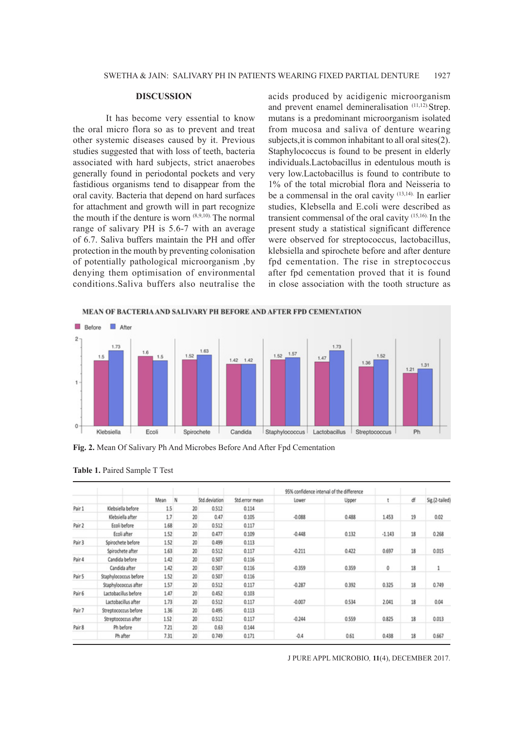## DISCUSSION

It has become very essential to know the oral micro flora so as to prevent and treat other systemic diseases caused by it. Previous studies suggested that with loss of teeth, bacteria associated with hard subjects, strict anaerobes generally found in periodontal pockets and very fastidious organisms tend to disappear from the oral cavity. Bacteria that depend on hard surfaces for attachment and growth will in part recognize the mouth if the denture is worn [8,9,10]. The normal range of salivary PH is 5.6-7 with an average of 6.7. Saliva buffers maintain the PH and offer protection in the mouth by preventing colonisation of potentially pathological microorganism ,by denying them optimisation of environmental conditions.Saliva buffers also neutralise the acids produced by acidigenic microorganism and prevent enamel demineralisation [11,12].Strep. mutans is a predominant microorganism isolated from mucosa and saliva of denture wearing subjects,it is common inhabitant to all oral sites(2). Staphylococcus is found to be present in elderly individuals.Lactobacillus in edentulous mouth is very low.Lactobacillus is found to contribute to 1% of the total microbial flora and Neisseria to be a commensal in the oral cavity [13,14]. In earlier studies, Klebsella and E.coli were described as transient commensal of the oral cavity [15,16]. In the present study a statistical significant difference were observed for streptococcus, lactobacillus, klebsiella and spirochete before and after denture fpd cementation. The rise in streptococcus after fpd cementation proved that it is found in close association with the tooth structure as

**Fig. 2.** Mean Of Salivary Ph And Microbes Before And After Fpd Cementation

**Table 1.** Paired Sample T Test

| | | Mean | N | Std.deviation | Std.error mean | 95% confidence interval of the difference | | t | df | Sig.(2-tailed) |
|---|---|---|---|---|---|---|---|---|---|---|
| | | | | | | Lower | Upper | | | |
| Pair 1 | Klebsiella before | 1.5 | 20 | 0.512 | 0.114 | | | | | |
| | Klebsiella after | 1.7 | 20 | 0.47 | 0.105 | -0.088 | 0.488 | 1.453 | 19 | 0.02 |
| Pair 2 | Ecoli before | 1.68 | 20 | 0.512 | 0.117 | | | | | |
| | Ecoli after | 1.52 | 20 | 0.477 | 0.109 | -0.448 | 0.132 | -1.143 | 18 | 0.268 |
| Pair 3 | Spirochete before | 1.52 | 20 | 0.499 | 0.113 | | | | | |
| | Spirochete after | 1.63 | 20 | 0.512 | 0.117 | -0.211 | 0.422 | 0.697 | 18 | 0.015 |
| Pair 4 | Candida before | 1.42 | 20 | 0.507 | 0.116 | | | | | |
| | Candida after | 1.42 | 20 | 0.507 | 0.116 | -0.359 | 0.359 | 0 | 18 | 1 |
| Pair 5 | Staphylococcus before | 1.52 | 20 | 0.507 | 0.116 | | | | | |
| | Staphylococcus after | 1.57 | 20 | 0.512 | 0.117 | -0.287 | 0.392 | 0.325 | 18 | 0.749 |
| Pair 6 | Lactobacillus before | 1.47 | 20 | 0.452 | 0.103 | | | | | |
| | Lactobacillus after | 1.73 | 20 | 0.512 | 0.117 | -0.007 | 0.534 | 2.041 | 18 | 0.04 |
| Pair 7 | Streptococcus before | 1.36 | 20 | 0.495 | 0.113 | | | | | |
| | Streptococcus after | 1.52 | 20 | 0.512 | 0.117 | -0.244 | 0.559 | 0.825 | 18 | 0.013 |
| Pair 8 | Ph before | 7.21 | 20 | 0.63 | 0.144 | | | | | |
| | Ph after | 7.31 | 20 | 0.749 | 0.171 | -0.4 | 0.61 | 0.438 | 18 | 0.667 |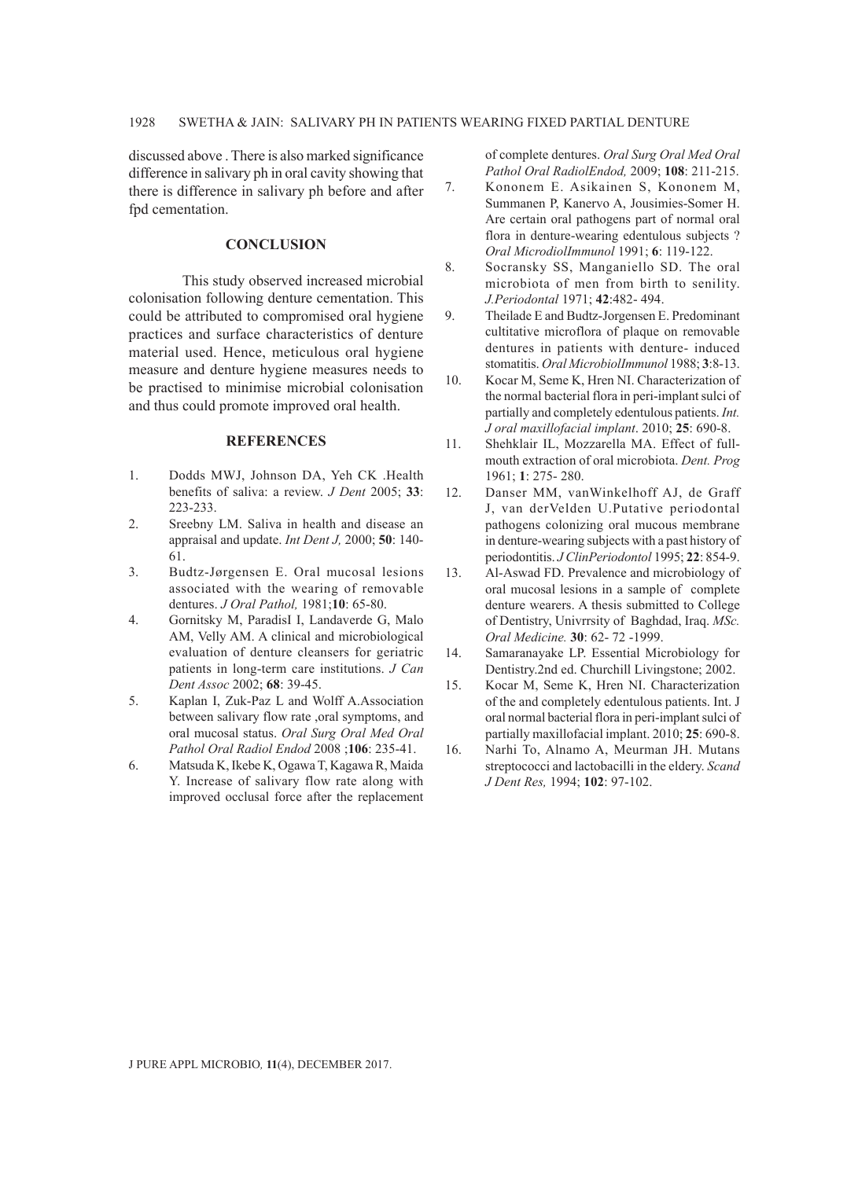discussed above . There is also marked significance difference in salivary ph in oral cavity showing that there is difference in salivary ph before and after fpd cementation.

## CONCLUSION

This study observed increased microbial colonisation following denture cementation. This could be attributed to compromised oral hygiene practices and surface characteristics of denture material used. Hence, meticulous oral hygiene measure and denture hygiene measures needs to be practised to minimise microbial colonisation and thus could promote improved oral health.

## REFERENCES

1. Dodds MWJ, Johnson DA, Yeh CK .Health benefits of saliva: a review. *J Dent* 2005; **33**: 223-233.
2. Sreebny LM. Saliva in health and disease an appraisal and update. *Int Dent J,* 2000; **50**: 140-61.
3. Budtz-Jørgensen E. Oral mucosal lesions associated with the wearing of removable dentures. *J Oral Pathol,* 1981;**10**: 65-80.
4. Gornitsky M, ParadisI I, Landaverde G, Malo AM, Velly AM. A clinical and microbiological evaluation of denture cleansers for geriatric patients in long-term care institutions. *J Can Dent Assoc* 2002; **68**: 39-45.
5. Kaplan I, Zuk-Paz L and Wolff A.Association between salivary flow rate ,oral symptoms, and oral mucosal status. *Oral Surg Oral Med Oral Pathol Oral Radiol Endod* 2008 ;**106**: 235-41.
6. Matsuda K, Ikebe K, Ogawa T, Kagawa R, Maida Y. Increase of salivary flow rate along with improved occlusal force after the replacement of complete dentures. *Oral Surg Oral Med Oral Pathol Oral RadiolEndod,* 2009; **108**: 211-215.
7. Kononem E. Asikainen S, Kononem M, Summanen P, Kanervo A, Jousimies-Somer H. Are certain oral pathogens part of normal oral flora in denture-wearing edentulous subjects ? *Oral MicrodiolImmunol* 1991; **6**: 119-122.
8. Socransky SS, Manganiello SD. The oral microbiota of men from birth to senility. *J.Periodontal* 1971; **42**:482- 494.
9. Theilade E and Budtz-Jorgensen E. Predominant cultitative microflora of plaque on removable dentures in patients with denture- induced stomatitis. *Oral MicrobiolImmunol* 1988; **3**:8-13.
10. Kocar M, Seme K, Hren NI. Characterization of the normal bacterial flora in peri-implant sulci of partially and completely edentulous patients. *Int. J oral maxillofacial implant*. 2010; **25**: 690-8.
11. Shehklair IL, Mozzarella MA. Effect of full-mouth extraction of oral microbiota. *Dent. Prog* 1961; **1**: 275- 280.
12. Danser MM, vanWinkelhoff AJ, de Graff J, van derVelden U.Putative periodontal pathogens colonizing oral mucous membrane in denture-wearing subjects with a past history of periodontitis. *J ClinPeriodontol* 1995; **22**: 854-9.
13. Al-Aswad FD. Prevalence and microbiology of oral mucosal lesions in a sample of complete denture wearers. A thesis submitted to College of Dentistry, Univrrsity of Baghdad, Iraq. *MSc. Oral Medicine.* **30**: 62- 72 -1999.
14. Samaranayake LP. Essential Microbiology for Dentistry.2nd ed. Churchill Livingstone; 2002.
15. Kocar M, Seme K, Hren NI. Characterization of the and completely edentulous patients. Int. J oral normal bacterial flora in peri-implant sulci of partially maxillofacial implant. 2010; **25**: 690-8.
16. Narhi To, Alnamo A, Meurman JH. Mutans streptococci and lactobacilli in the eldery. *Scand J Dent Res,* 1994; **102**: 97-102.